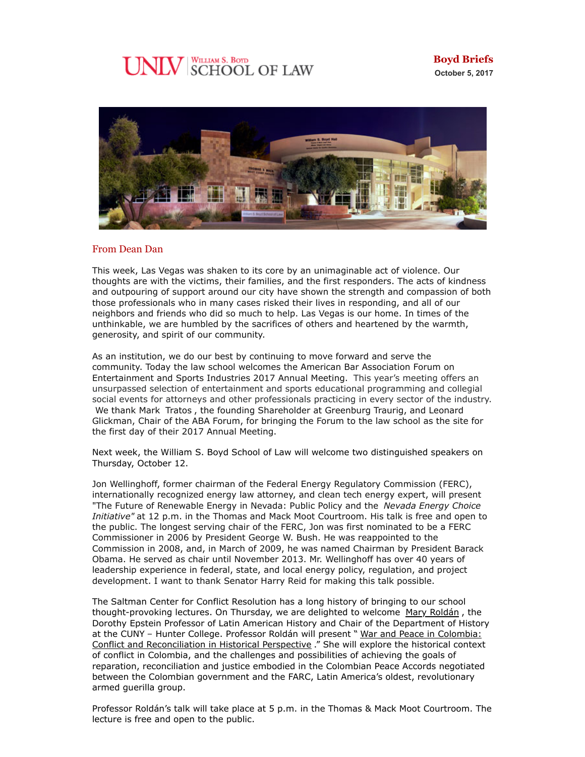UNLV | William S. Boyd SCHOOL OF LAW

**Boyd Briefs**
**October 5, 2017**

## From Dean Dan

This week, Las Vegas was shaken to its core by an unimaginable act of violence. Our thoughts are with the victims, their families, and the first responders. The acts of kindness and outpouring of support around our city have shown the strength and compassion of both those professionals who in many cases risked their lives in responding, and all of our neighbors and friends who did so much to help. Las Vegas is our home. In times of the unthinkable, we are humbled by the sacrifices of others and heartened by the warmth, generosity, and spirit of our community.

As an institution, we do our best by continuing to move forward and serve the community. Today the law school welcomes the American Bar Association Forum on Entertainment and Sports Industries 2017 Annual Meeting. This year's meeting offers an unsurpassed selection of entertainment and sports educational programming and collegial social events for attorneys and other professionals practicing in every sector of the industry. We thank Mark Tratos , the founding Shareholder at Greenburg Traurig, and Leonard Glickman, Chair of the ABA Forum, for bringing the Forum to the law school as the site for the first day of their 2017 Annual Meeting.

Next week, the William S. Boyd School of Law will welcome two distinguished speakers on Thursday, October 12.

Jon Wellinghoff, former chairman of the Federal Energy Regulatory Commission (FERC), internationally recognized energy law attorney, and clean tech energy expert, will present "The Future of Renewable Energy in Nevada: Public Policy and the *Nevada Energy Choice Initiative*" at 12 p.m. in the Thomas and Mack Moot Courtroom. His talk is free and open to the public. The longest serving chair of the FERC, Jon was first nominated to be a FERC Commissioner in 2006 by President George W. Bush. He was reappointed to the Commission in 2008, and, in March of 2009, he was named Chairman by President Barack Obama. He served as chair until November 2013. Mr. Wellinghoff has over 40 years of leadership experience in federal, state, and local energy policy, regulation, and project development. I want to thank Senator Harry Reid for making this talk possible.

The Saltman Center for Conflict Resolution has a long history of bringing to our school thought-provoking lectures. On Thursday, we are delighted to welcome Mary Roldán , the Dorothy Epstein Professor of Latin American History and Chair of the Department of History at the CUNY – Hunter College. Professor Roldán will present " War and Peace in Colombia: Conflict and Reconciliation in Historical Perspective ." She will explore the historical context of conflict in Colombia, and the challenges and possibilities of achieving the goals of reparation, reconciliation and justice embodied in the Colombian Peace Accords negotiated between the Colombian government and the FARC, Latin America's oldest, revolutionary armed guerilla group.

Professor Roldán's talk will take place at 5 p.m. in the Thomas & Mack Moot Courtroom. The lecture is free and open to the public.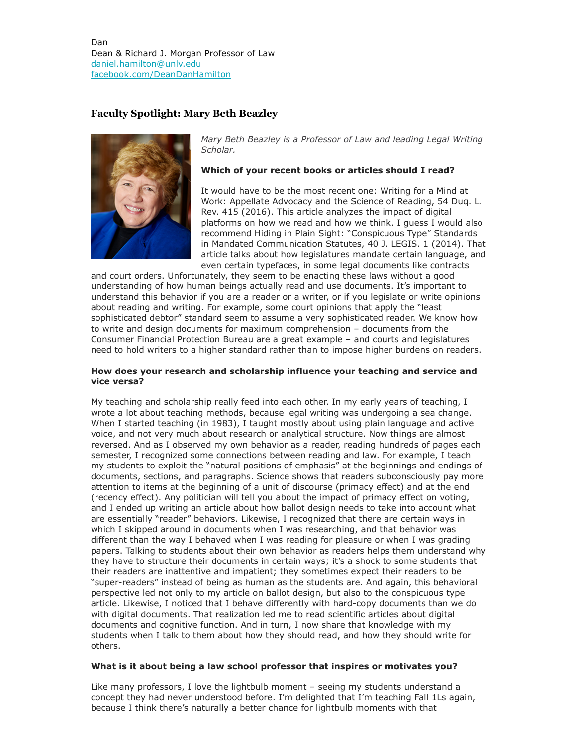Dan
Dean & Richard J. Morgan Professor of Law
[daniel.hamilton@unlv.edu](mailto:daniel.hamilton@unlv.edu)
[facebook.com/DeanDanHamilton](https://facebook.com/DeanDanHamilton)

### Faculty Spotlight: Mary Beth Beazley

*Mary Beth Beazley is a Professor of Law and leading Legal Writing Scholar.*

**Which of your recent books or articles should I read?**

It would have to be the most recent one: Writing for a Mind at Work: Appellate Advocacy and the Science of Reading, 54 Duq. L. Rev. 415 (2016). This article analyzes the impact of digital platforms on how we read and how we think. I guess I would also recommend Hiding in Plain Sight: "Conspicuous Type" Standards in Mandated Communication Statutes, 40 J. LEGIS. 1 (2014). That article talks about how legislatures mandate certain language, and even certain typefaces, in some legal documents like contracts and court orders. Unfortunately, they seem to be enacting these laws without a good understanding of how human beings actually read and use documents. It's important to understand this behavior if you are a reader or a writer, or if you legislate or write opinions about reading and writing. For example, some court opinions that apply the "least sophisticated debtor" standard seem to assume a very sophisticated reader. We know how to write and design documents for maximum comprehension – documents from the Consumer Financial Protection Bureau are a great example – and courts and legislatures need to hold writers to a higher standard rather than to impose higher burdens on readers.

**How does your research and scholarship influence your teaching and service and vice versa?**

My teaching and scholarship really feed into each other. In my early years of teaching, I wrote a lot about teaching methods, because legal writing was undergoing a sea change. When I started teaching (in 1983), I taught mostly about using plain language and active voice, and not very much about research or analytical structure. Now things are almost reversed. And as I observed my own behavior as a reader, reading hundreds of pages each semester, I recognized some connections between reading and law. For example, I teach my students to exploit the "natural positions of emphasis" at the beginnings and endings of documents, sections, and paragraphs. Science shows that readers subconsciously pay more attention to items at the beginning of a unit of discourse (primacy effect) and at the end (recency effect). Any politician will tell you about the impact of primacy effect on voting, and I ended up writing an article about how ballot design needs to take into account what are essentially "reader" behaviors. Likewise, I recognized that there are certain ways in which I skipped around in documents when I was researching, and that behavior was different than the way I behaved when I was reading for pleasure or when I was grading papers. Talking to students about their own behavior as readers helps them understand why they have to structure their documents in certain ways; it's a shock to some students that their readers are inattentive and impatient; they sometimes expect their readers to be "super-readers" instead of being as human as the students are. And again, this behavioral perspective led not only to my article on ballot design, but also to the conspicuous type article. Likewise, I noticed that I behave differently with hard-copy documents than we do with digital documents. That realization led me to read scientific articles about digital documents and cognitive function. And in turn, I now share that knowledge with my students when I talk to them about how they should read, and how they should write for others.

**What is it about being a law school professor that inspires or motivates you?**

Like many professors, I love the lightbulb moment – seeing my students understand a concept they had never understood before. I'm delighted that I'm teaching Fall 1Ls again, because I think there's naturally a better chance for lightbulb moments with that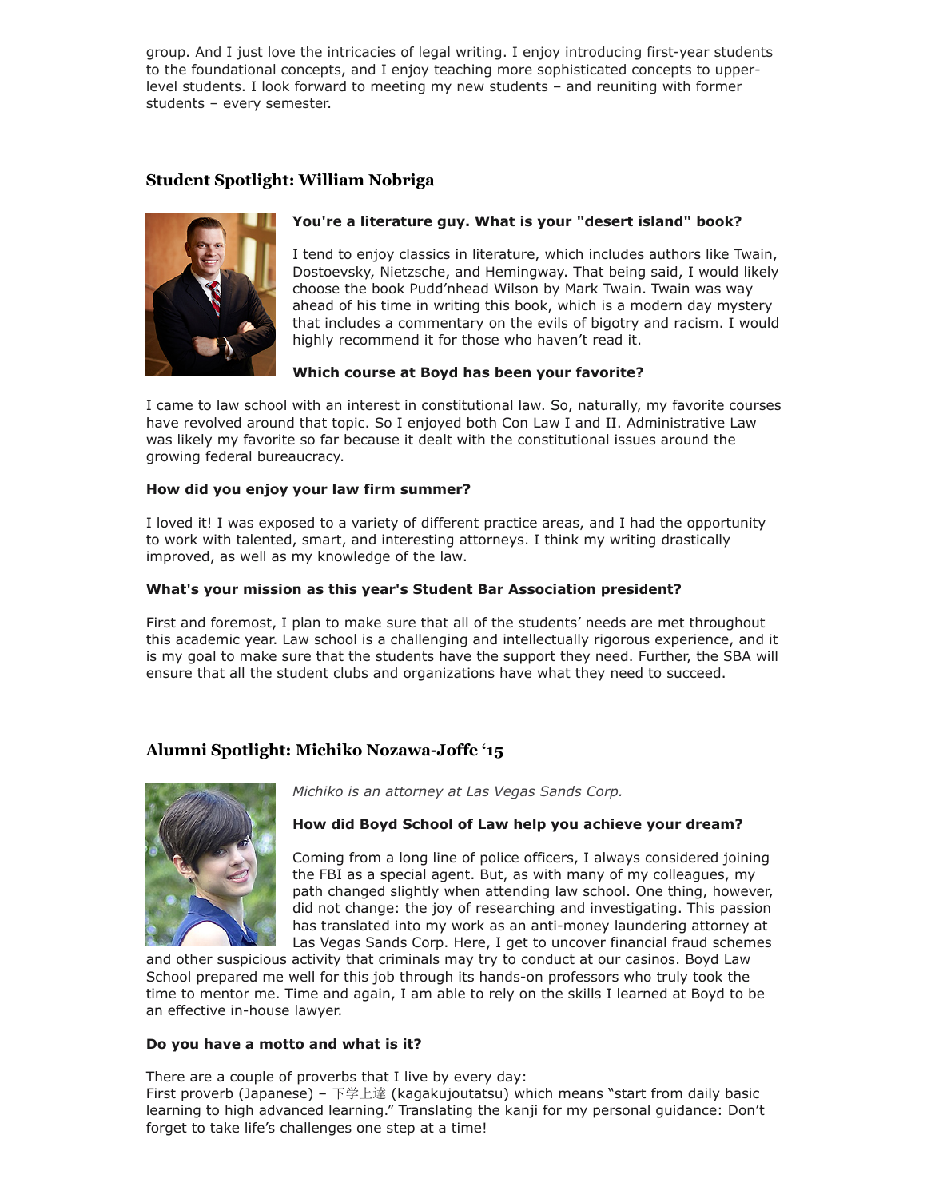group. And I just love the intricacies of legal writing. I enjoy introducing first-year students to the foundational concepts, and I enjoy teaching more sophisticated concepts to upper-level students. I look forward to meeting my new students – and reuniting with former students – every semester.

## Student Spotlight: William Nobriga

**You're a literature guy. What is your "desert island" book?**

I tend to enjoy classics in literature, which includes authors like Twain, Dostoevsky, Nietzsche, and Hemingway. That being said, I would likely choose the book Pudd'nhead Wilson by Mark Twain. Twain was way ahead of his time in writing this book, which is a modern day mystery that includes a commentary on the evils of bigotry and racism. I would highly recommend it for those who haven't read it.

**Which course at Boyd has been your favorite?**

I came to law school with an interest in constitutional law. So, naturally, my favorite courses have revolved around that topic. So I enjoyed both Con Law I and II. Administrative Law was likely my favorite so far because it dealt with the constitutional issues around the growing federal bureaucracy.

**How did you enjoy your law firm summer?**

I loved it! I was exposed to a variety of different practice areas, and I had the opportunity to work with talented, smart, and interesting attorneys. I think my writing drastically improved, as well as my knowledge of the law.

**What's your mission as this year's Student Bar Association president?**

First and foremost, I plan to make sure that all of the students' needs are met throughout this academic year. Law school is a challenging and intellectually rigorous experience, and it is my goal to make sure that the students have the support they need. Further, the SBA will ensure that all the student clubs and organizations have what they need to succeed.

## Alumni Spotlight: Michiko Nozawa-Joffe '15

*Michiko is an attorney at Las Vegas Sands Corp.*

**How did Boyd School of Law help you achieve your dream?**

Coming from a long line of police officers, I always considered joining the FBI as a special agent. But, as with many of my colleagues, my path changed slightly when attending law school. One thing, however, did not change: the joy of researching and investigating. This passion has translated into my work as an anti-money laundering attorney at Las Vegas Sands Corp. Here, I get to uncover financial fraud schemes and other suspicious activity that criminals may try to conduct at our casinos. Boyd Law School prepared me well for this job through its hands-on professors who truly took the time to mentor me. Time and again, I am able to rely on the skills I learned at Boyd to be an effective in-house lawyer.

**Do you have a motto and what is it?**

There are a couple of proverbs that I live by every day:
First proverb (Japanese) – 下学上達 (kagakujoutatsu) which means "start from daily basic learning to high advanced learning." Translating the kanji for my personal guidance: Don't forget to take life's challenges one step at a time!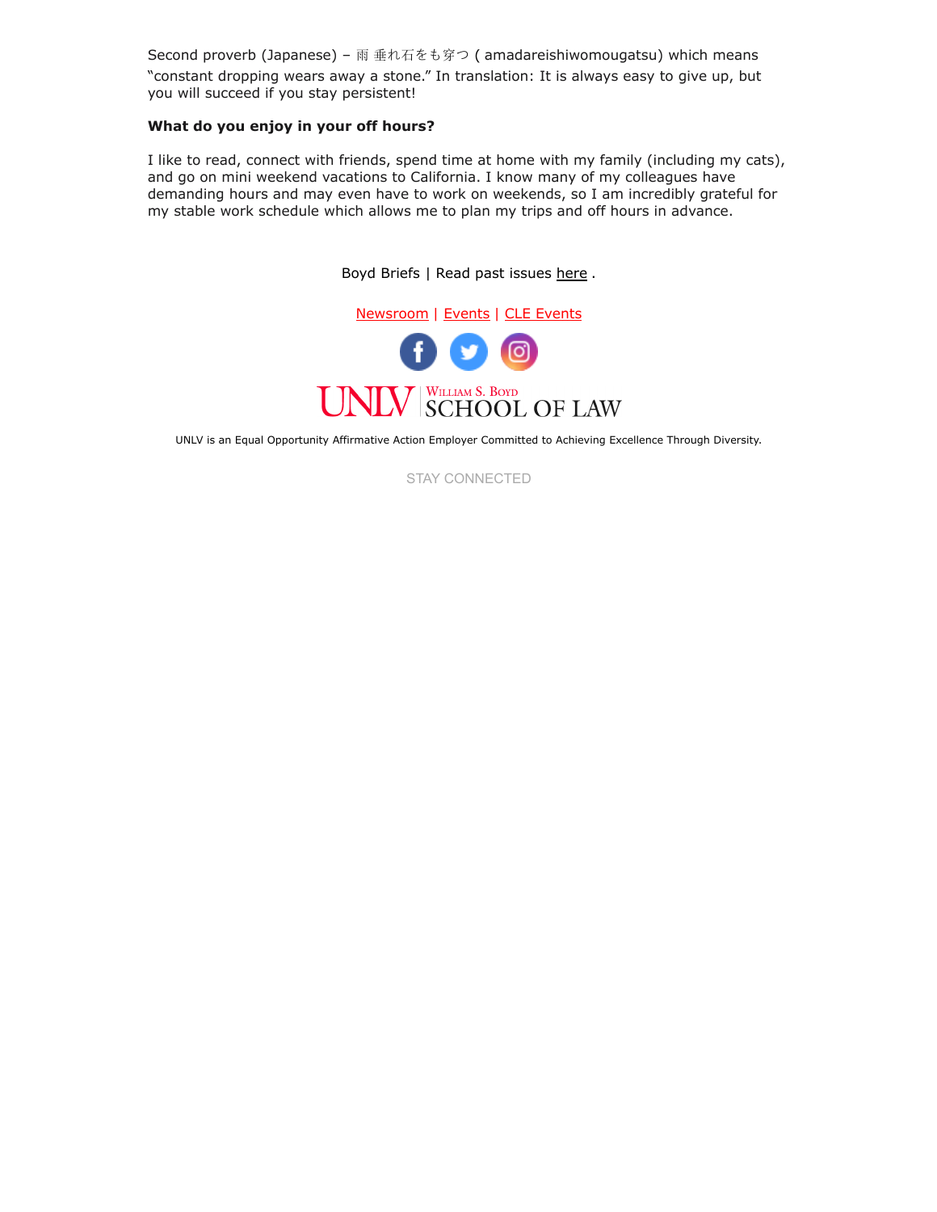Second proverb (Japanese) – 雨 垂れ石をも穿つ ( amadareishiwomougatsu) which means "constant dropping wears away a stone." In translation: It is always easy to give up, but you will succeed if you stay persistent!

**What do you enjoy in your off hours?**

I like to read, connect with friends, spend time at home with my family (including my cats), and go on mini weekend vacations to California. I know many of my colleagues have demanding hours and may even have to work on weekends, so I am incredibly grateful for my stable work schedule which allows me to plan my trips and off hours in advance.

Boyd Briefs | Read past issues here .

Newsroom | Events | CLE Events

UNLV William S. Boyd School of Law

UNLV is an Equal Opportunity Affirmative Action Employer Committed to Achieving Excellence Through Diversity.

STAY CONNECTED